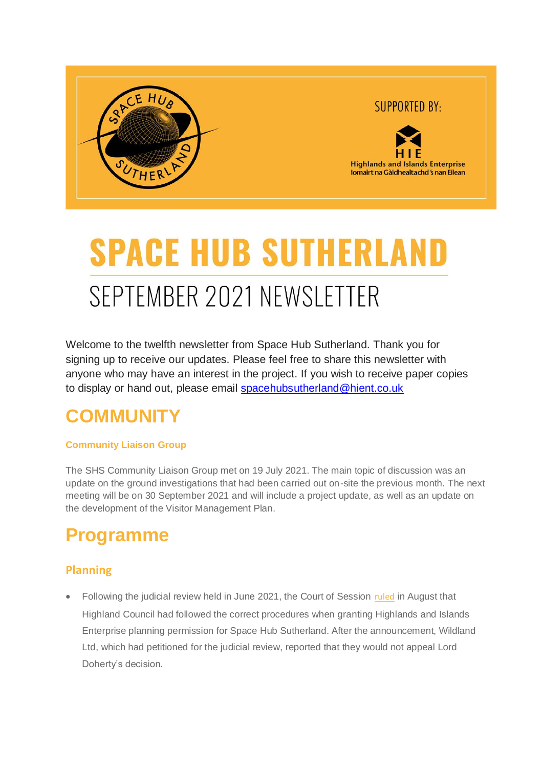SUPPORTED BY:

HIE
Highlands and Islands Enterprise
Iomairt na Gàidhealtachd 's nan Eilean

# SPACE HUB SUTHERLAND

## SEPTEMBER 2021 NEWSLETTER

Welcome to the twelfth newsletter from Space Hub Sutherland. Thank you for signing up to receive our updates. Please feel free to share this newsletter with anyone who may have an interest in the project. If you wish to receive paper copies to display or hand out, please email spacehubsutherland@hient.co.uk

# COMMUNITY

### Community Liaison Group

The SHS Community Liaison Group met on 19 July 2021. The main topic of discussion was an update on the ground investigations that had been carried out on-site the previous month. The next meeting will be on 30 September 2021 and will include a project update, as well as an update on the development of the Visitor Management Plan.

# Programme

## Planning

- Following the judicial review held in June 2021, the Court of Session ruled in August that Highland Council had followed the correct procedures when granting Highlands and Islands Enterprise planning permission for Space Hub Sutherland. After the announcement, Wildland Ltd, which had petitioned for the judicial review, reported that they would not appeal Lord Doherty's decision.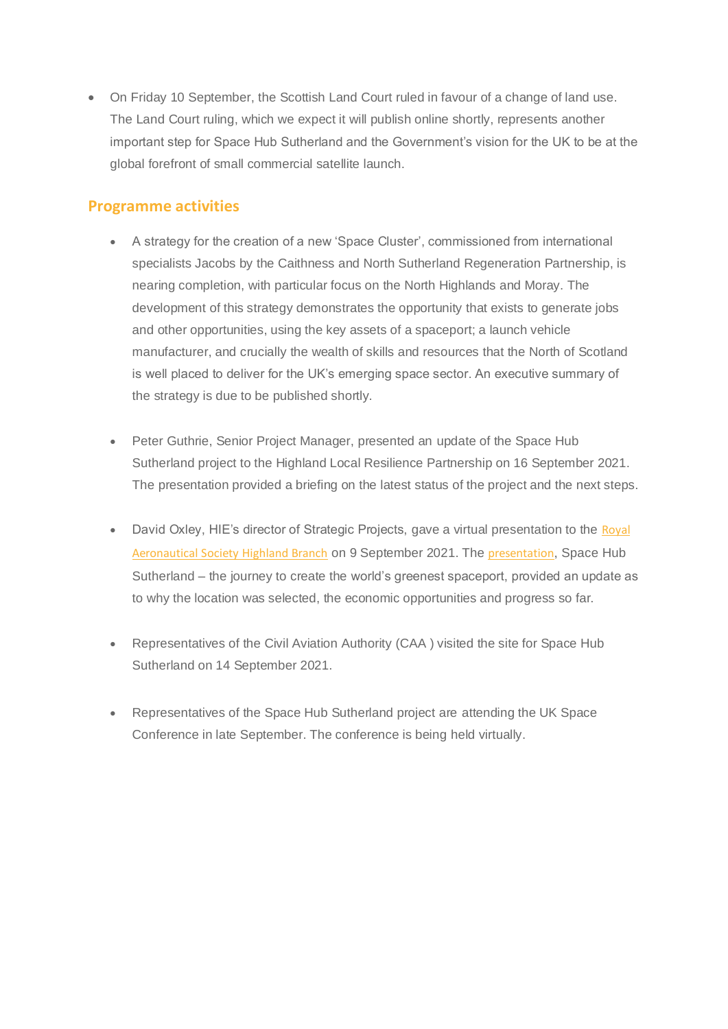- On Friday 10 September, the Scottish Land Court ruled in favour of a change of land use. The Land Court ruling, which we expect it will publish online shortly, represents another important step for Space Hub Sutherland and the Government's vision for the UK to be at the global forefront of small commercial satellite launch.

## Programme activities

- A strategy for the creation of a new 'Space Cluster', commissioned from international specialists Jacobs by the Caithness and North Sutherland Regeneration Partnership, is nearing completion, with particular focus on the North Highlands and Moray. The development of this strategy demonstrates the opportunity that exists to generate jobs and other opportunities, using the key assets of a spaceport; a launch vehicle manufacturer, and crucially the wealth of skills and resources that the North of Scotland is well placed to deliver for the UK's emerging space sector. An executive summary of the strategy is due to be published shortly.

- Peter Guthrie, Senior Project Manager, presented an update of the Space Hub Sutherland project to the Highland Local Resilience Partnership on 16 September 2021. The presentation provided a briefing on the latest status of the project and the next steps.

- David Oxley, HIE's director of Strategic Projects, gave a virtual presentation to the Royal Aeronautical Society Highland Branch on 9 September 2021. The presentation, Space Hub Sutherland – the journey to create the world's greenest spaceport, provided an update as to why the location was selected, the economic opportunities and progress so far.

- Representatives of the Civil Aviation Authority (CAA ) visited the site for Space Hub Sutherland on 14 September 2021.

- Representatives of the Space Hub Sutherland project are attending the UK Space Conference in late September. The conference is being held virtually.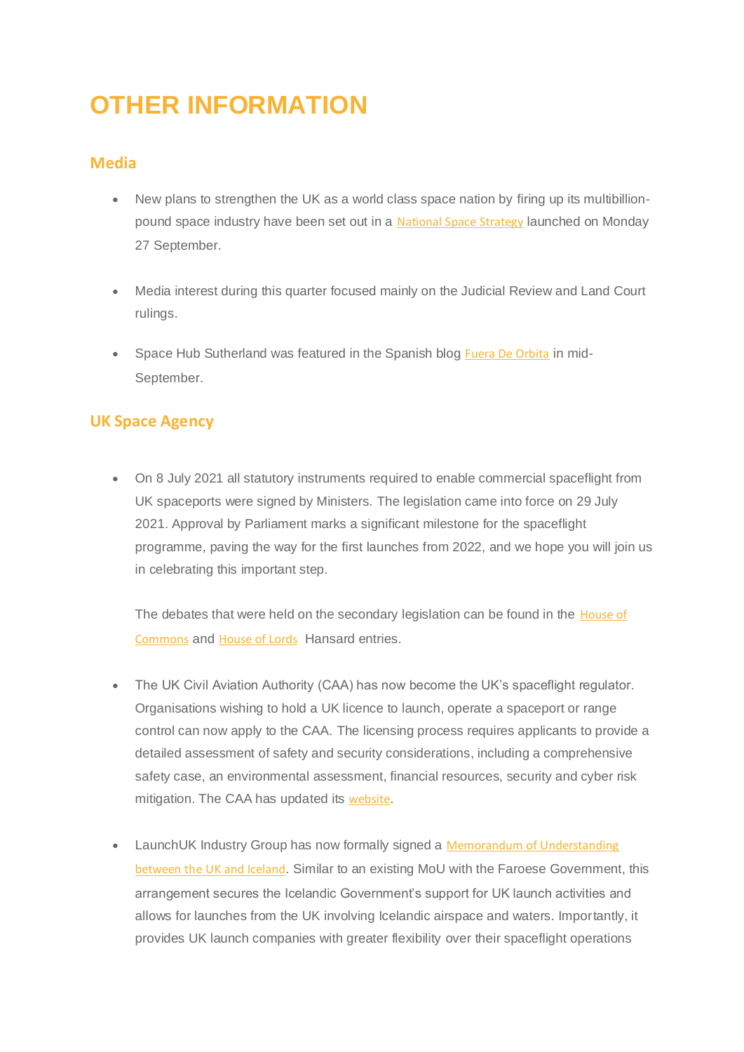# OTHER INFORMATION

## Media

- New plans to strengthen the UK as a world class space nation by firing up its multibillion-pound space industry have been set out in a National Space Strategy launched on Monday 27 September.

- Media interest during this quarter focused mainly on the Judicial Review and Land Court rulings.

- Space Hub Sutherland was featured in the Spanish blog Fuera De Orbita in mid-September.

## UK Space Agency

- On 8 July 2021 all statutory instruments required to enable commercial spaceflight from UK spaceports were signed by Ministers. The legislation came into force on 29 July 2021. Approval by Parliament marks a significant milestone for the spaceflight programme, paving the way for the first launches from 2022, and we hope you will join us in celebrating this important step.

  The debates that were held on the secondary legislation can be found in the House of Commons and House of Lords Hansard entries.

- The UK Civil Aviation Authority (CAA) has now become the UK's spaceflight regulator. Organisations wishing to hold a UK licence to launch, operate a spaceport or range control can now apply to the CAA. The licensing process requires applicants to provide a detailed assessment of safety and security considerations, including a comprehensive safety case, an environmental assessment, financial resources, security and cyber risk mitigation. The CAA has updated its website.

- LaunchUK Industry Group has now formally signed a Memorandum of Understanding between the UK and Iceland. Similar to an existing MoU with the Faroese Government, this arrangement secures the Icelandic Government's support for UK launch activities and allows for launches from the UK involving Icelandic airspace and waters. Importantly, it provides UK launch companies with greater flexibility over their spaceflight operations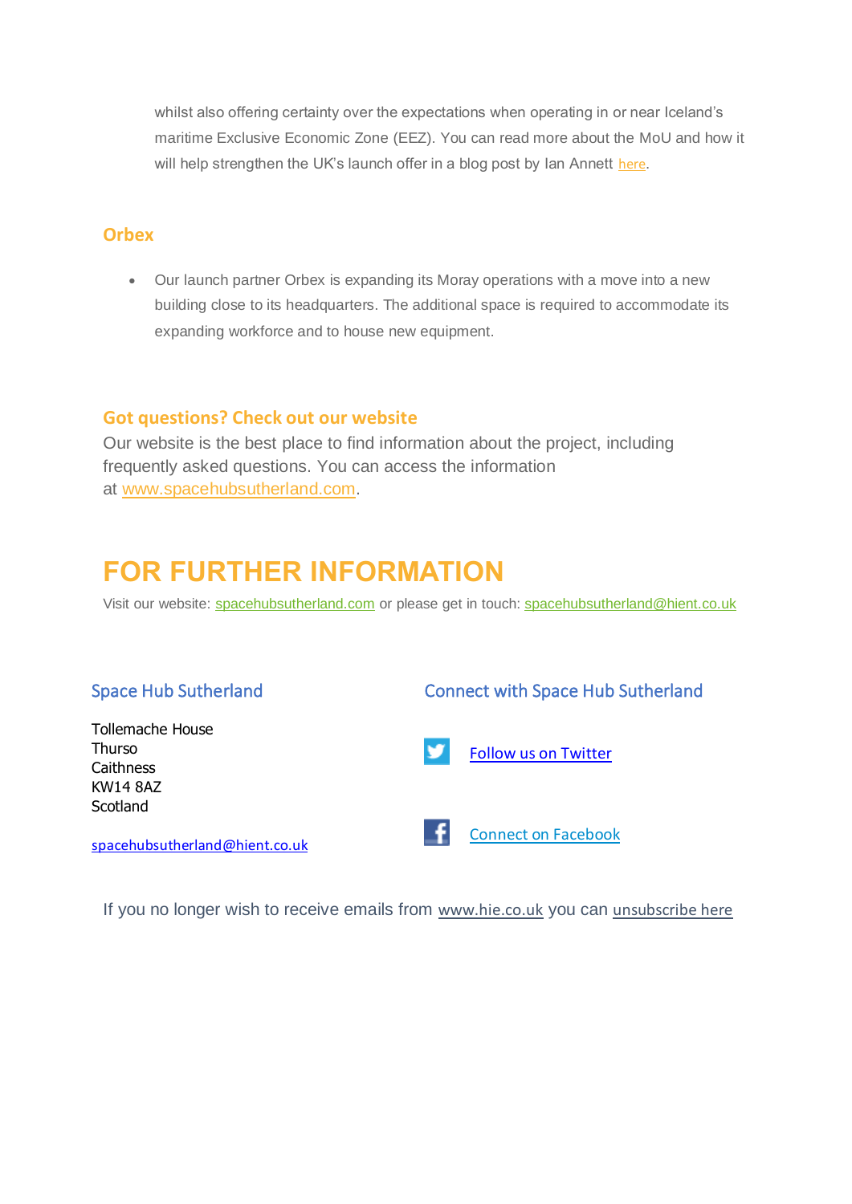whilst also offering certainty over the expectations when operating in or near Iceland's maritime Exclusive Economic Zone (EEZ). You can read more about the MoU and how it will help strengthen the UK's launch offer in a blog post by Ian Annett here.

## Orbex

- Our launch partner Orbex is expanding its Moray operations with a move into a new building close to its headquarters. The additional space is required to accommodate its expanding workforce and to house new equipment.

## Got questions? Check out our website

Our website is the best place to find information about the project, including frequently asked questions. You can access the information at www.spacehubsutherland.com.

# FOR FURTHER INFORMATION

Visit our website: spacehubsutherland.com or please get in touch: spacehubsutherland@hient.co.uk

### Space Hub Sutherland

Tollemache House
Thurso
Caithness
KW14 8AZ
Scotland

spacehubsutherland@hient.co.uk

### Connect with Space Hub Sutherland

Follow us on Twitter

Connect on Facebook

If you no longer wish to receive emails from www.hie.co.uk you can unsubscribe here